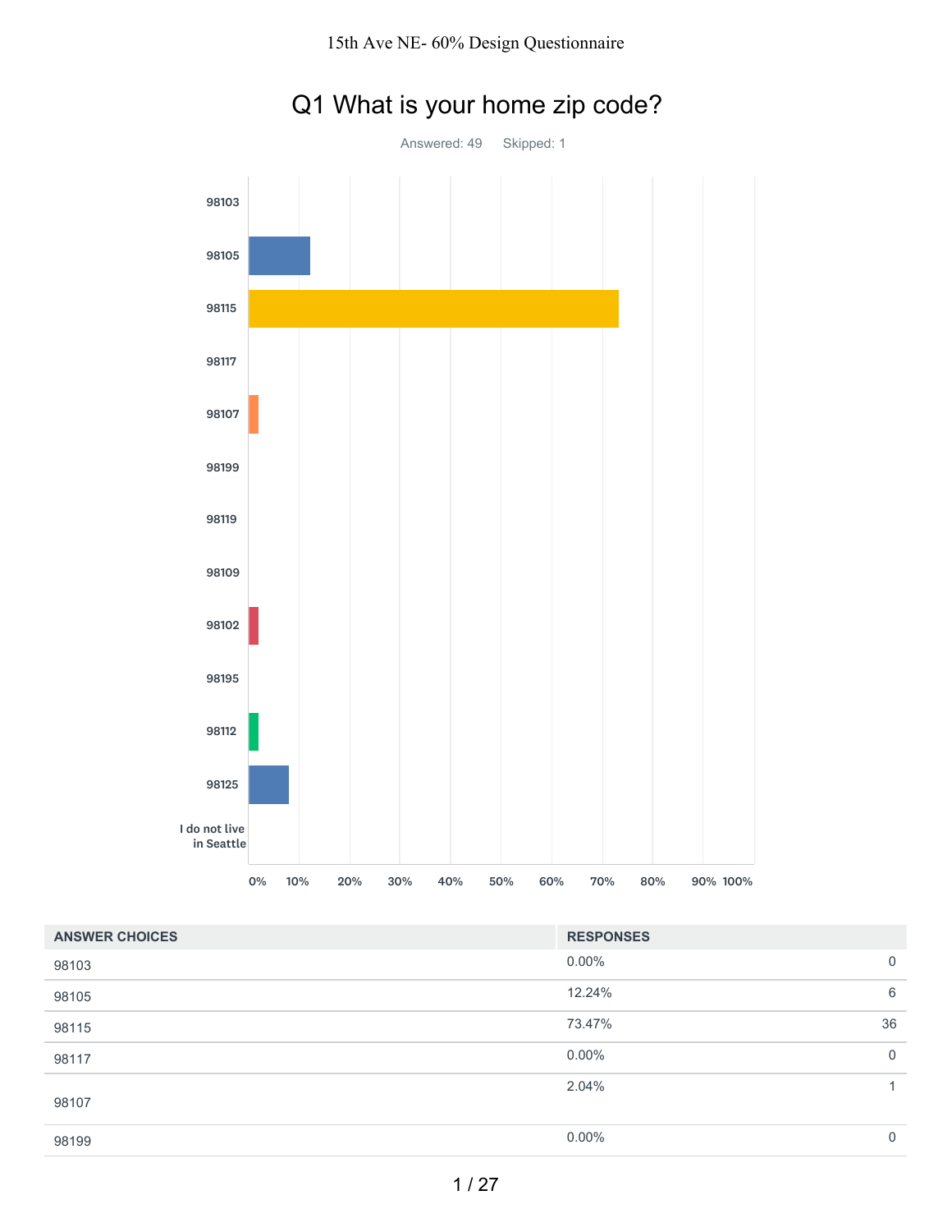# Q1 What is your home zip code?

Answered: 49    Skipped: 1

| ANSWER CHOICES | RESPONSES | |
|---|---|---|
| 98103 | 0.00% | 0 |
| 98105 | 12.24% | 6 |
| 98115 | 73.47% | 36 |
| 98117 | 0.00% | 0 |
| 98107 | 2.04% | 1 |
| 98199 | 0.00% | 0 |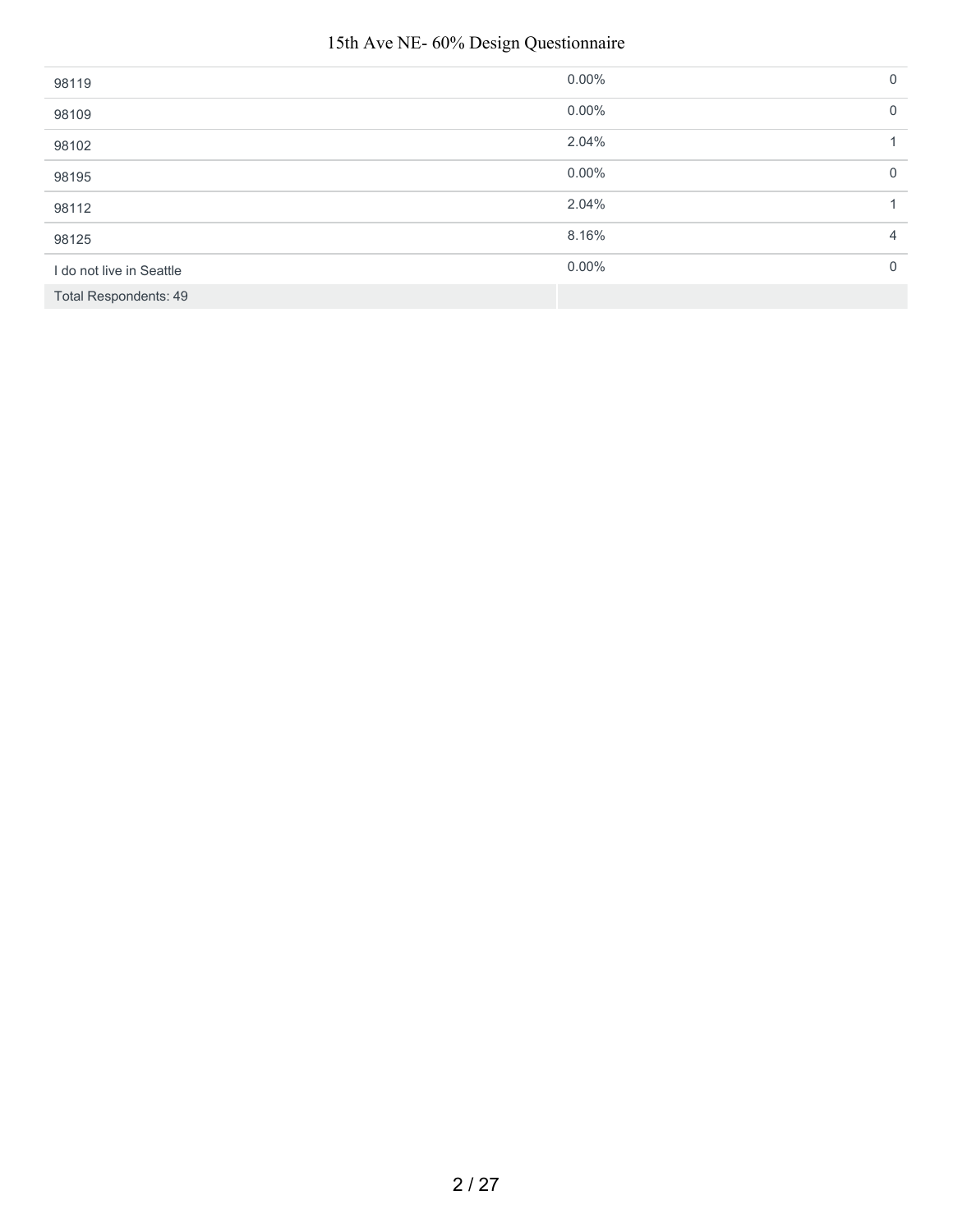| | | |
|---|---|---|
| 98119 | 0.00% | 0 |
| 98109 | 0.00% | 0 |
| 98102 | 2.04% | 1 |
| 98195 | 0.00% | 0 |
| 98112 | 2.04% | 1 |
| 98125 | 8.16% | 4 |
| I do not live in Seattle | 0.00% | 0 |
| Total Respondents: 49 | | |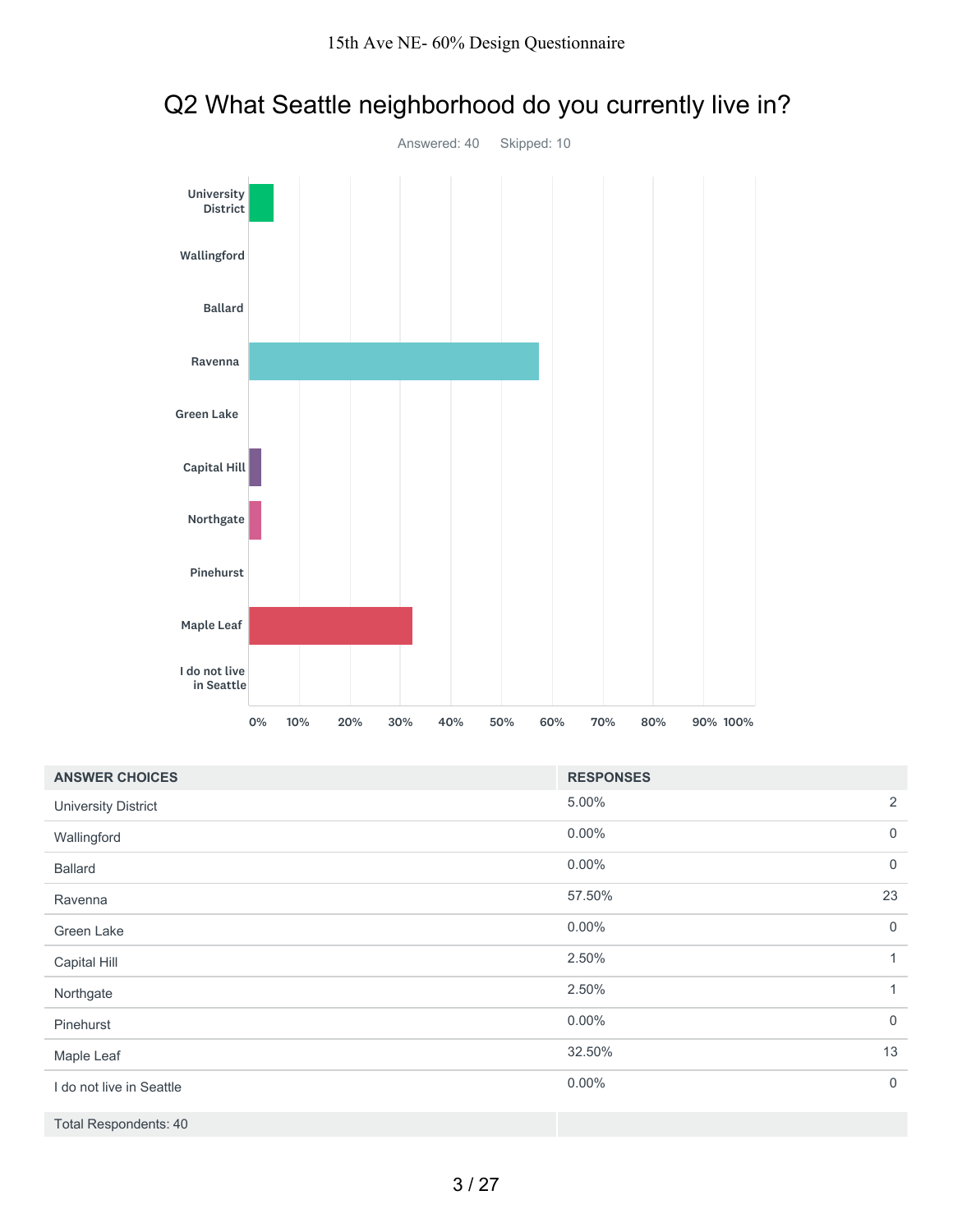## Q2 What Seattle neighborhood do you currently live in?

Answered: 40    Skipped: 10

| ANSWER CHOICES | RESPONSES | |
|---|---|---|
| University District | 5.00% | 2 |
| Wallingford | 0.00% | 0 |
| Ballard | 0.00% | 0 |
| Ravenna | 57.50% | 23 |
| Green Lake | 0.00% | 0 |
| Capital Hill | 2.50% | 1 |
| Northgate | 2.50% | 1 |
| Pinehurst | 0.00% | 0 |
| Maple Leaf | 32.50% | 13 |
| I do not live in Seattle | 0.00% | 0 |
| Total Respondents: 40 | | |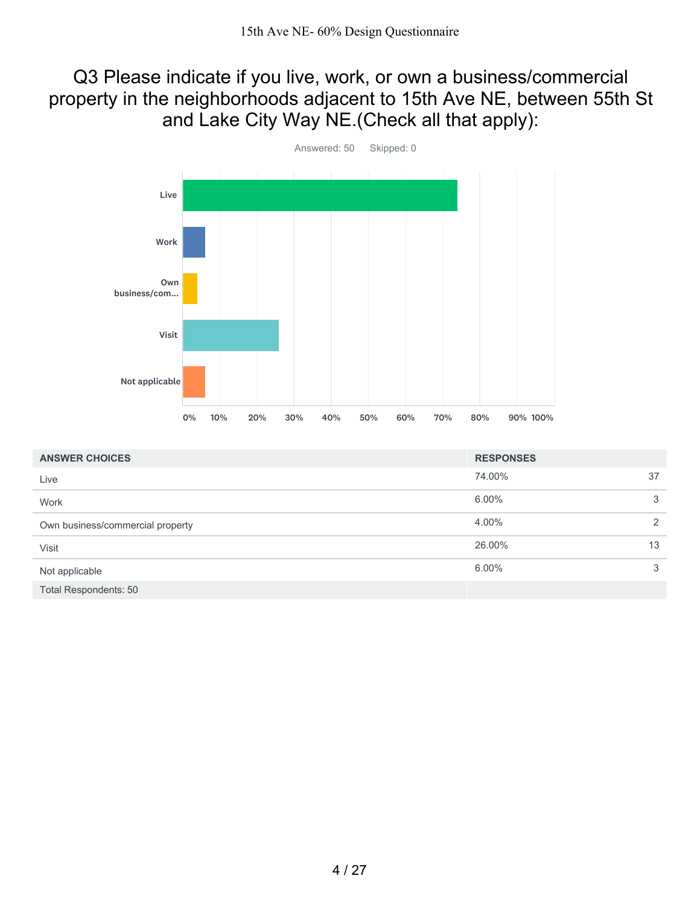# Q3 Please indicate if you live, work, or own a business/commercial property in the neighborhoods adjacent to 15th Ave NE, between 55th St and Lake City Way NE.(Check all that apply):

Answered: 50 Skipped: 0

| ANSWER CHOICES | RESPONSES | |
|---|---|---|
| Live | 74.00% | 37 |
| Work | 6.00% | 3 |
| Own business/commercial property | 4.00% | 2 |
| Visit | 26.00% | 13 |
| Not applicable | 6.00% | 3 |
| Total Respondents: 50 | | |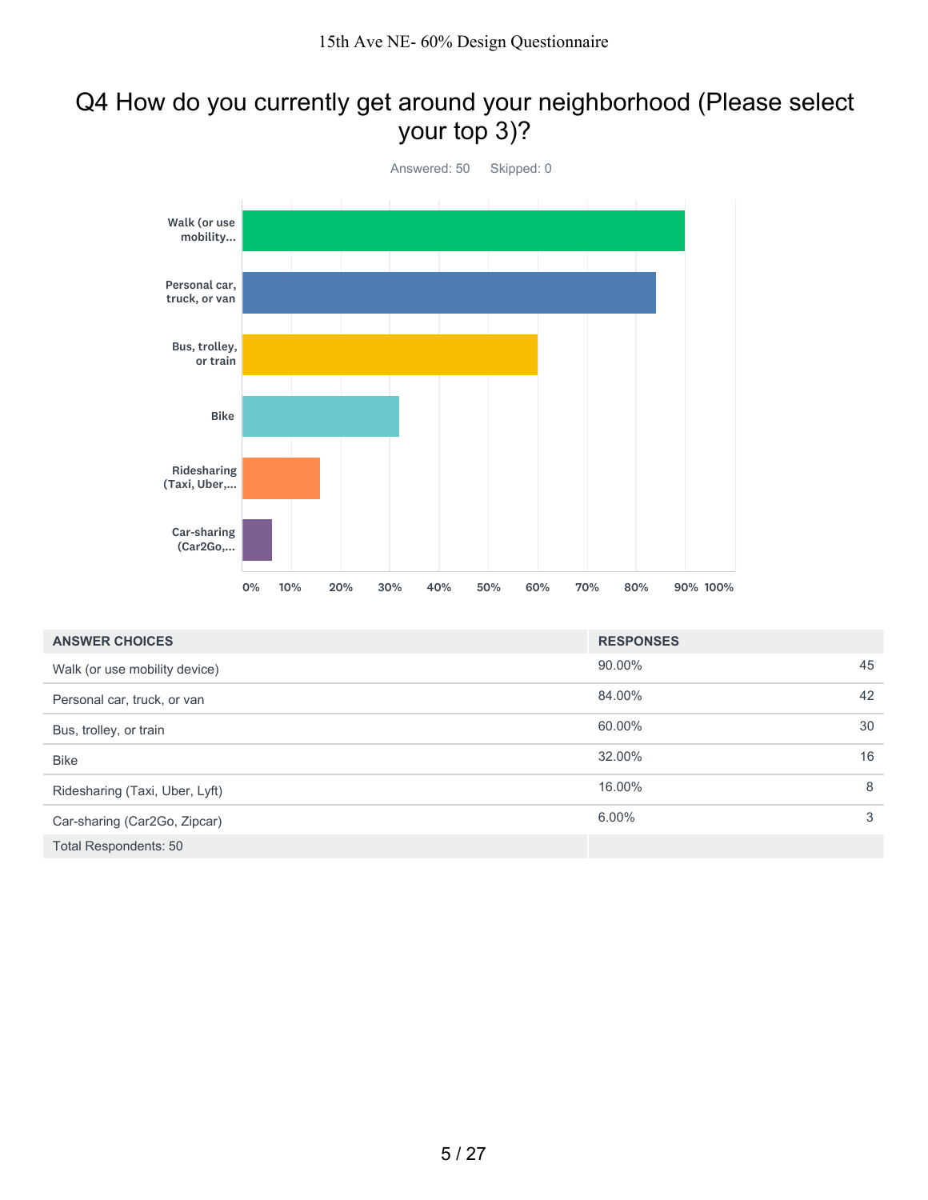# Q4 How do you currently get around your neighborhood (Please select your top 3)?

Answered: 50 Skipped: 0

| ANSWER CHOICES | RESPONSES | |
|---|---|---|
| Walk (or use mobility device) | 90.00% | 45 |
| Personal car, truck, or van | 84.00% | 42 |
| Bus, trolley, or train | 60.00% | 30 |
| Bike | 32.00% | 16 |
| Ridesharing (Taxi, Uber, Lyft) | 16.00% | 8 |
| Car-sharing (Car2Go, Zipcar) | 6.00% | 3 |
| Total Respondents: 50 | | |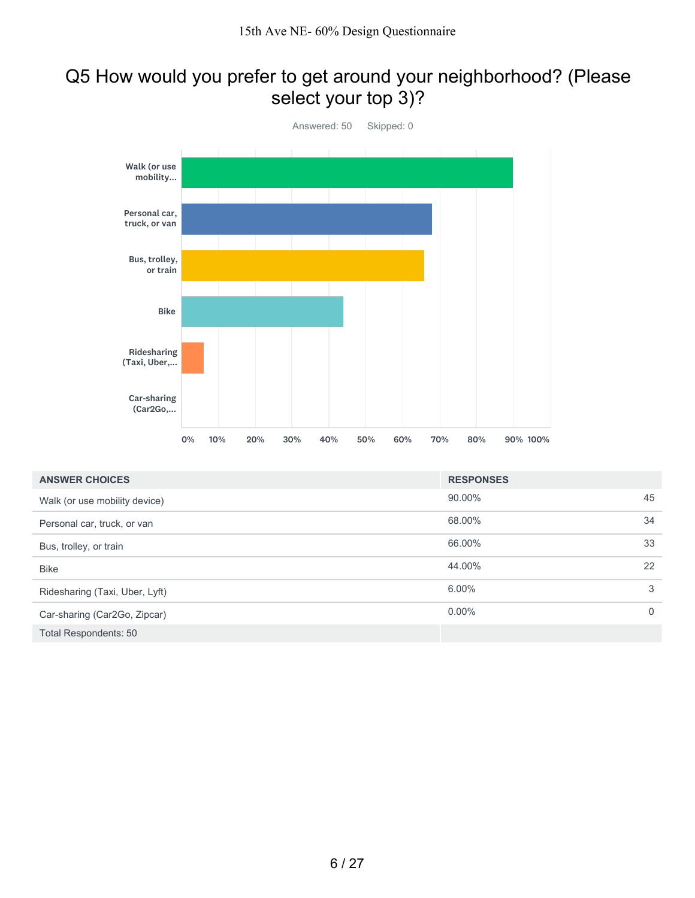## Q5 How would you prefer to get around your neighborhood? (Please select your top 3)?

Answered: 50 Skipped: 0

| ANSWER CHOICES | RESPONSES | |
|---|---|---|
| Walk (or use mobility device) | 90.00% | 45 |
| Personal car, truck, or van | 68.00% | 34 |
| Bus, trolley, or train | 66.00% | 33 |
| Bike | 44.00% | 22 |
| Ridesharing (Taxi, Uber, Lyft) | 6.00% | 3 |
| Car-sharing (Car2Go, Zipcar) | 0.00% | 0 |
| Total Respondents: 50 | | |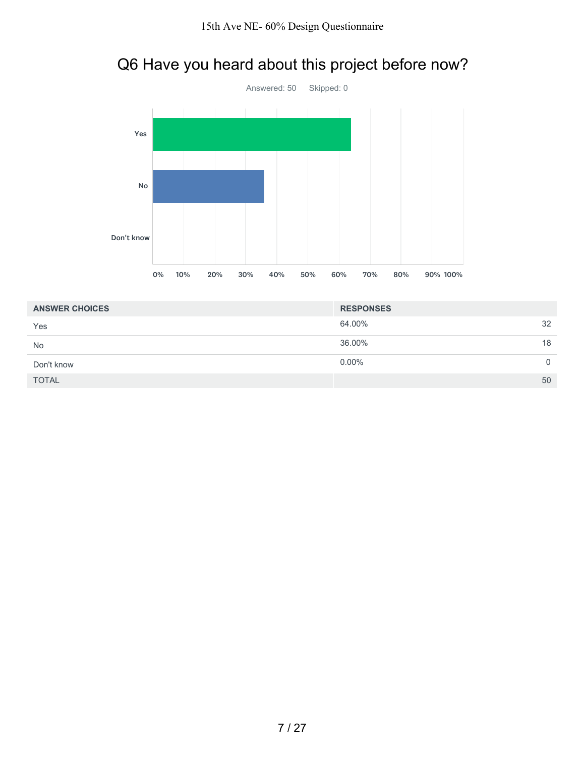## Q6 Have you heard about this project before now?

Answered: 50 Skipped: 0

| ANSWER CHOICES | RESPONSES | |
|---|---|---|
| Yes | 64.00% | 32 |
| No | 36.00% | 18 |
| Don't know | 0.00% | 0 |
| TOTAL | | 50 |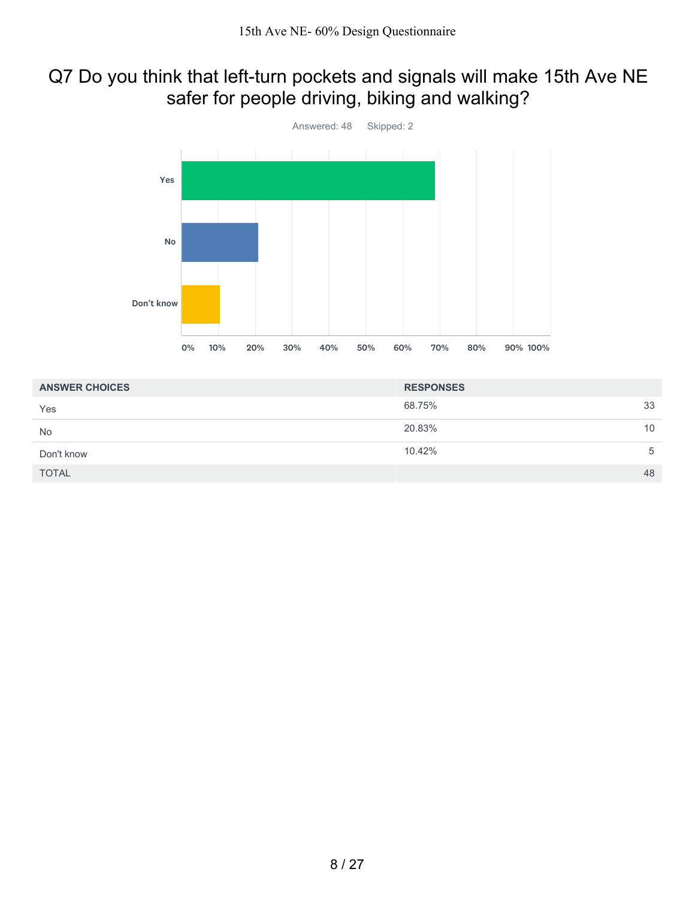# Q7 Do you think that left-turn pockets and signals will make 15th Ave NE safer for people driving, biking and walking?

Answered: 48 Skipped: 2

| ANSWER CHOICES | RESPONSES | |
|---|---|---|
| Yes | 68.75% | 33 |
| No | 20.83% | 10 |
| Don't know | 10.42% | 5 |
| TOTAL | | 48 |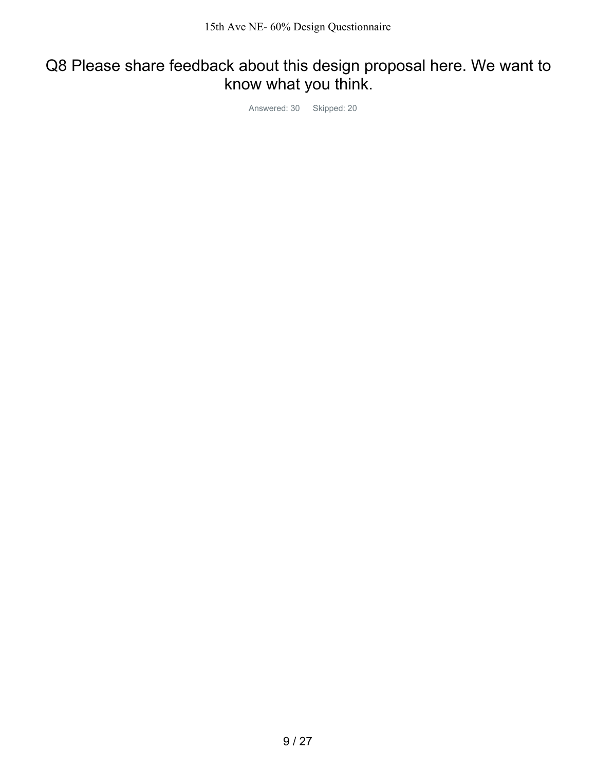# Q8 Please share feedback about this design proposal here. We want to know what you think.

Answered: 30 Skipped: 20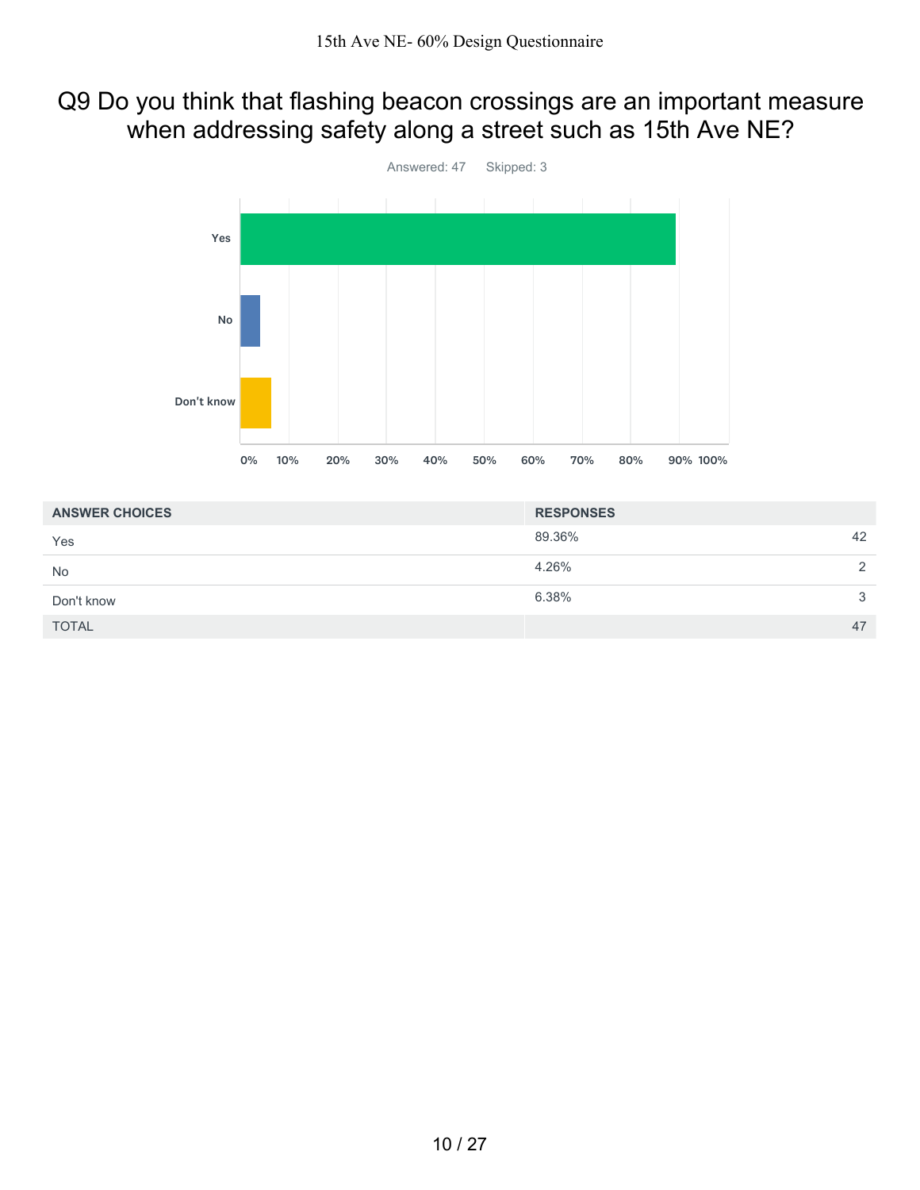# Q9 Do you think that flashing beacon crossings are an important measure when addressing safety along a street such as 15th Ave NE?

Answered: 47 Skipped: 3

| ANSWER CHOICES | RESPONSES | |
|---|---|---|
| Yes | 89.36% | 42 |
| No | 4.26% | 2 |
| Don't know | 6.38% | 3 |
| TOTAL | | 47 |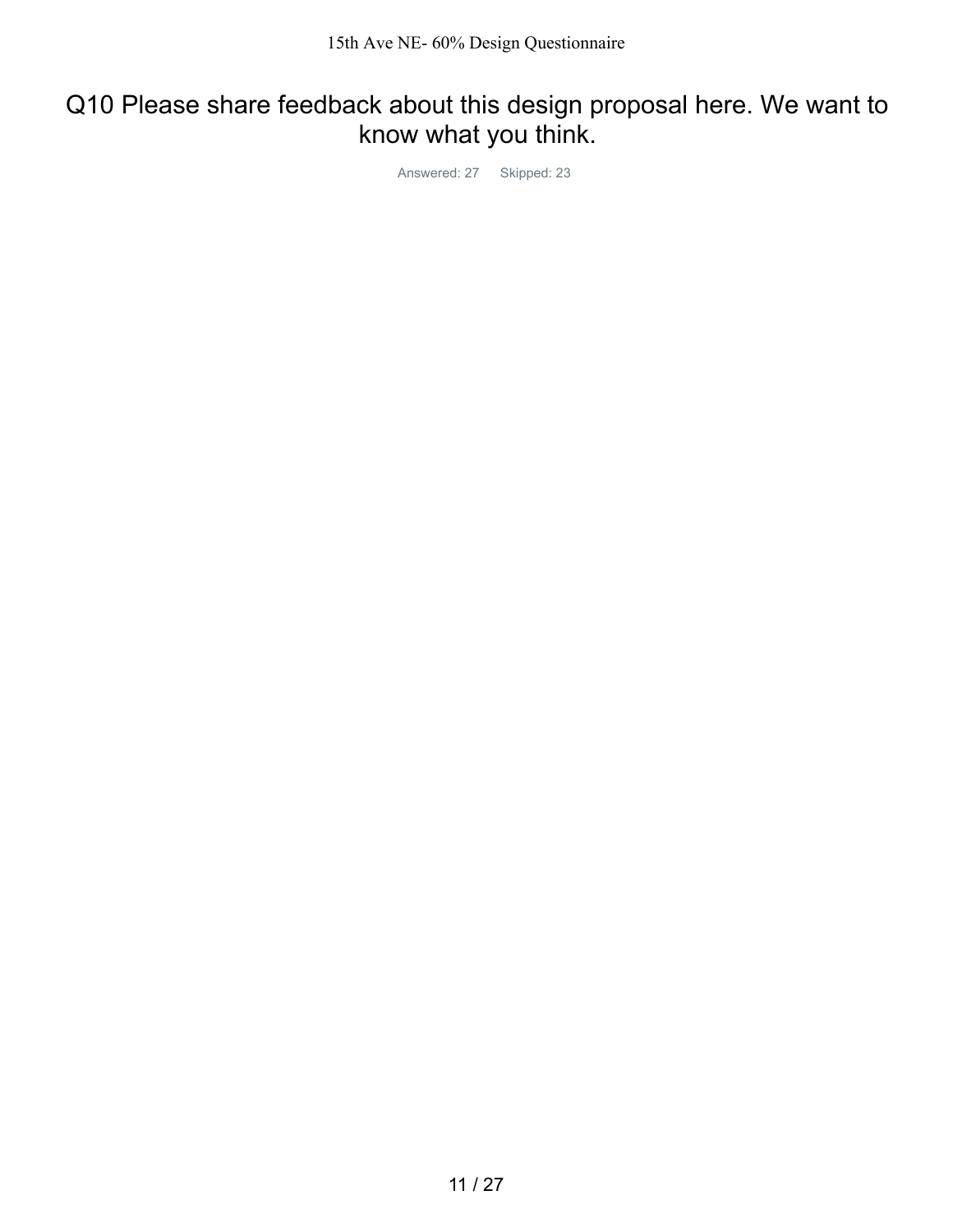# Q10 Please share feedback about this design proposal here. We want to know what you think.

Answered: 27 Skipped: 23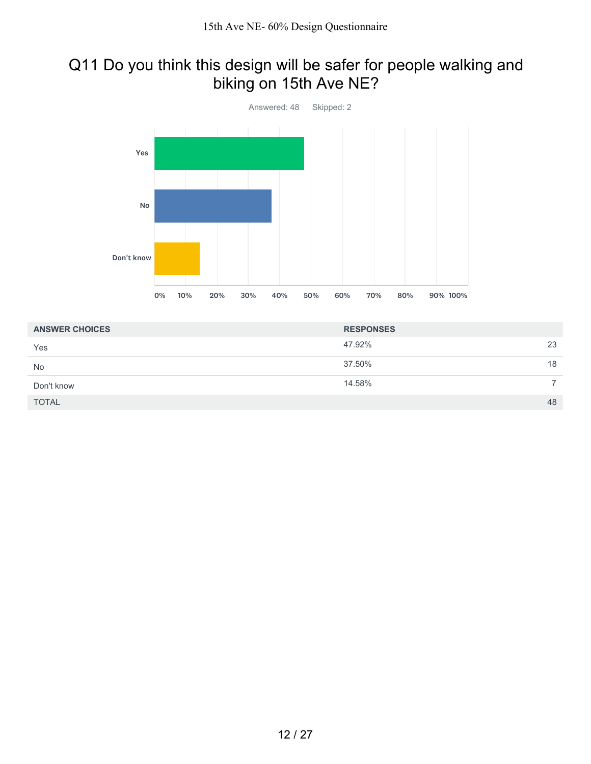## Q11 Do you think this design will be safer for people walking and biking on 15th Ave NE?

Answered: 48 Skipped: 2

| ANSWER CHOICES | RESPONSES | |
|---|---|---|
| Yes | 47.92% | 23 |
| No | 37.50% | 18 |
| Don't know | 14.58% | 7 |
| TOTAL | | 48 |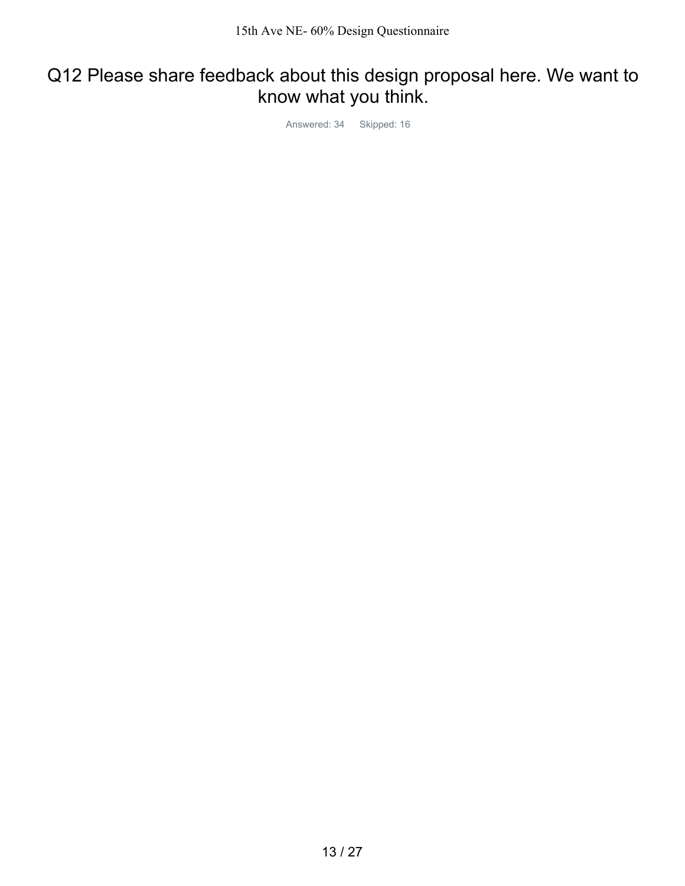# Q12 Please share feedback about this design proposal here. We want to know what you think.

Answered: 34 Skipped: 16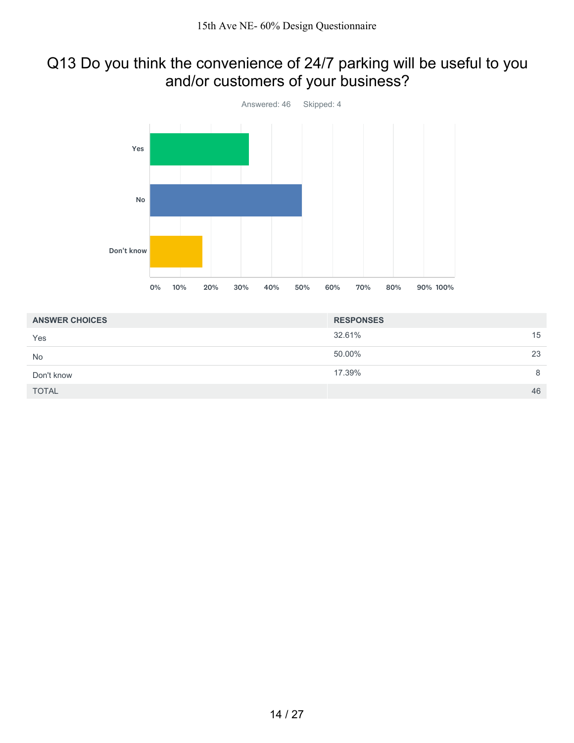## Q13 Do you think the convenience of 24/7 parking will be useful to you and/or customers of your business?

Answered: 46 Skipped: 4

| ANSWER CHOICES | RESPONSES | |
|---|---|---|
| Yes | 32.61% | 15 |
| No | 50.00% | 23 |
| Don't know | 17.39% | 8 |
| TOTAL | | 46 |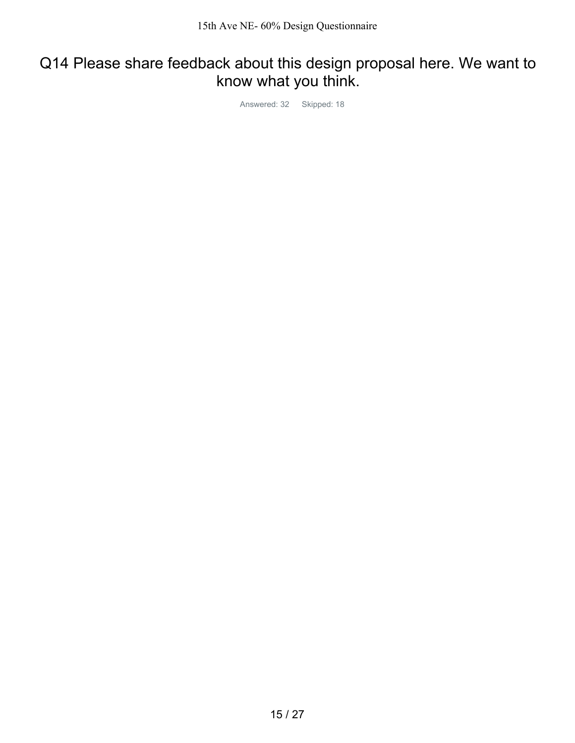# Q14 Please share feedback about this design proposal here. We want to know what you think.

Answered: 32 Skipped: 18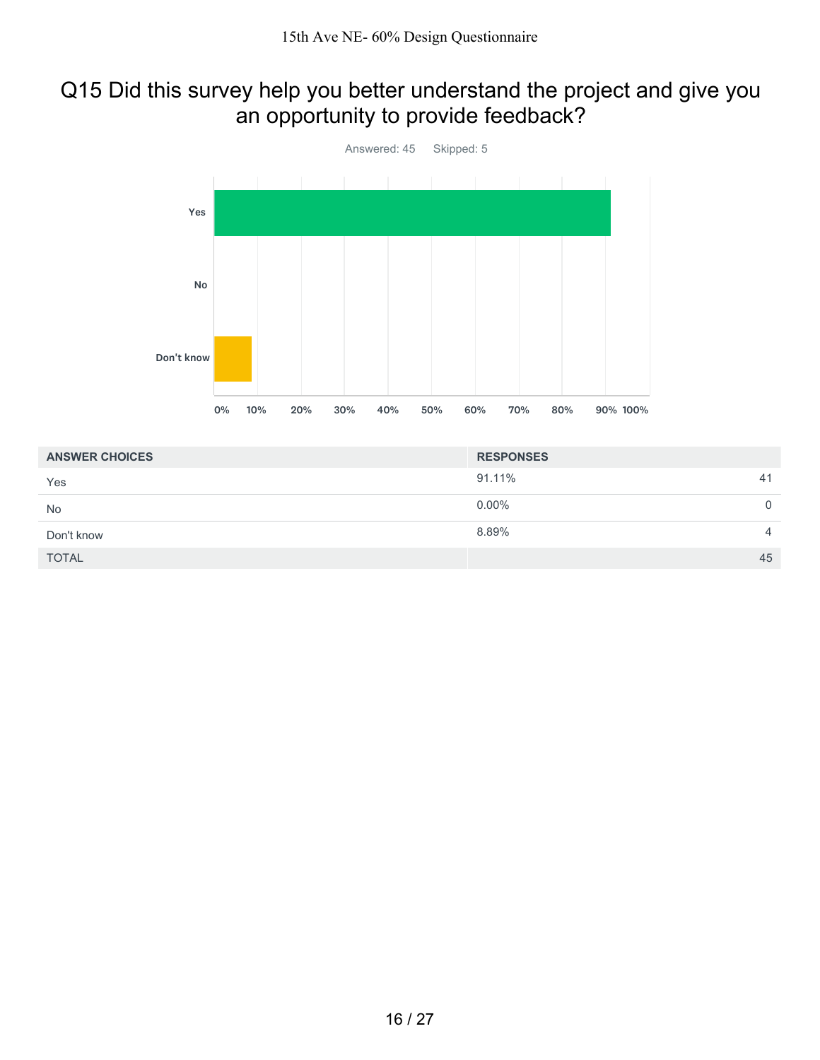## Q15 Did this survey help you better understand the project and give you an opportunity to provide feedback?

Answered: 45 Skipped: 5

| ANSWER CHOICES | RESPONSES | |
|---|---|---|
| Yes | 91.11% | 41 |
| No | 0.00% | 0 |
| Don't know | 8.89% | 4 |
| TOTAL | | 45 |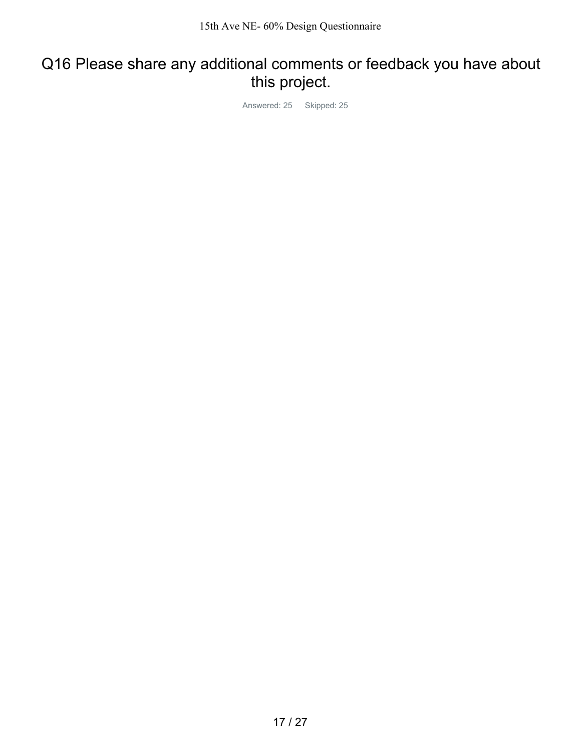# Q16 Please share any additional comments or feedback you have about this project.

Answered: 25 Skipped: 25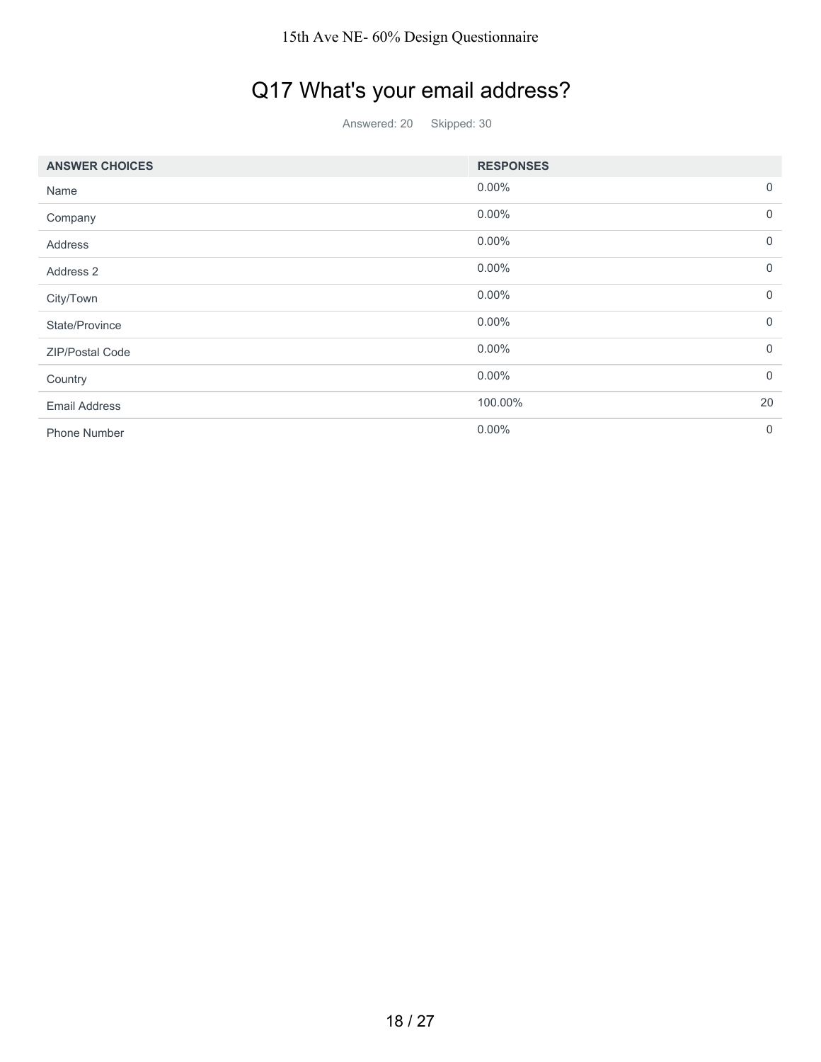# Q17 What's your email address?

Answered: 20 Skipped: 30

| ANSWER CHOICES | RESPONSES | |
|---|---|---|
| Name | 0.00% | 0 |
| Company | 0.00% | 0 |
| Address | 0.00% | 0 |
| Address 2 | 0.00% | 0 |
| City/Town | 0.00% | 0 |
| State/Province | 0.00% | 0 |
| ZIP/Postal Code | 0.00% | 0 |
| Country | 0.00% | 0 |
| Email Address | 100.00% | 20 |
| Phone Number | 0.00% | 0 |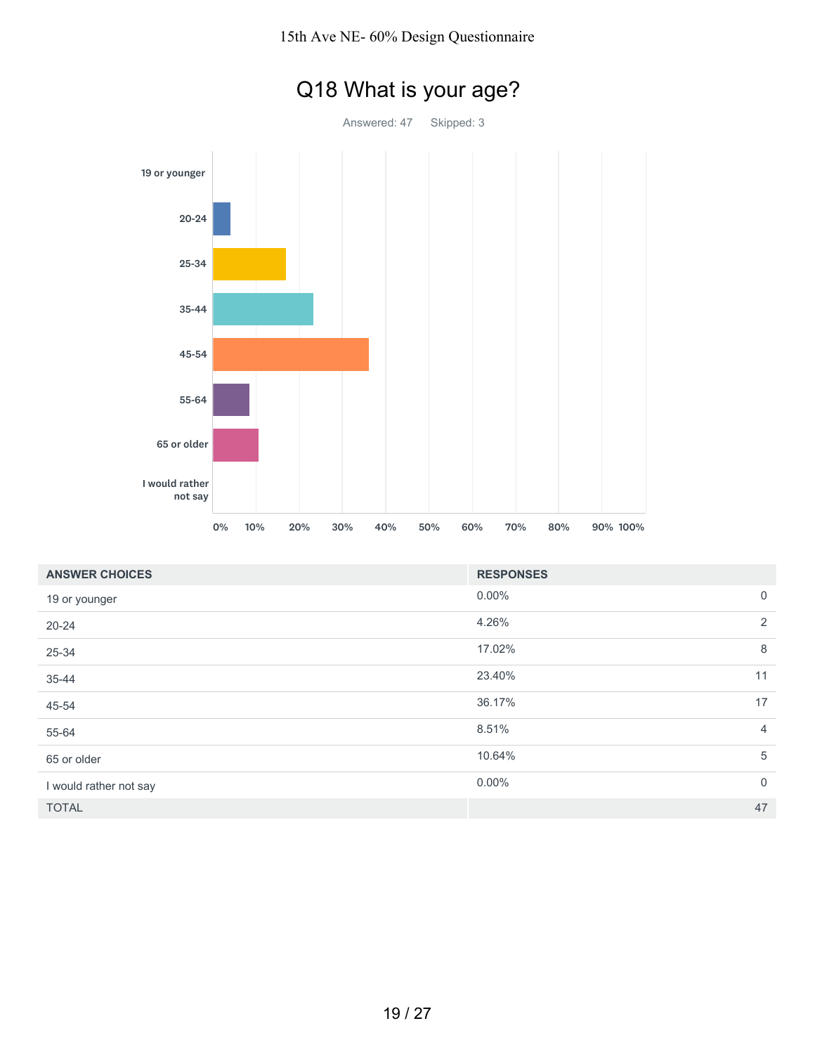# Q18 What is your age?

Answered: 47    Skipped: 3

| ANSWER CHOICES | RESPONSES | |
|---|---|---|
| 19 or younger | 0.00% | 0 |
| 20-24 | 4.26% | 2 |
| 25-34 | 17.02% | 8 |
| 35-44 | 23.40% | 11 |
| 45-54 | 36.17% | 17 |
| 55-64 | 8.51% | 4 |
| 65 or older | 10.64% | 5 |
| I would rather not say | 0.00% | 0 |
| TOTAL | | 47 |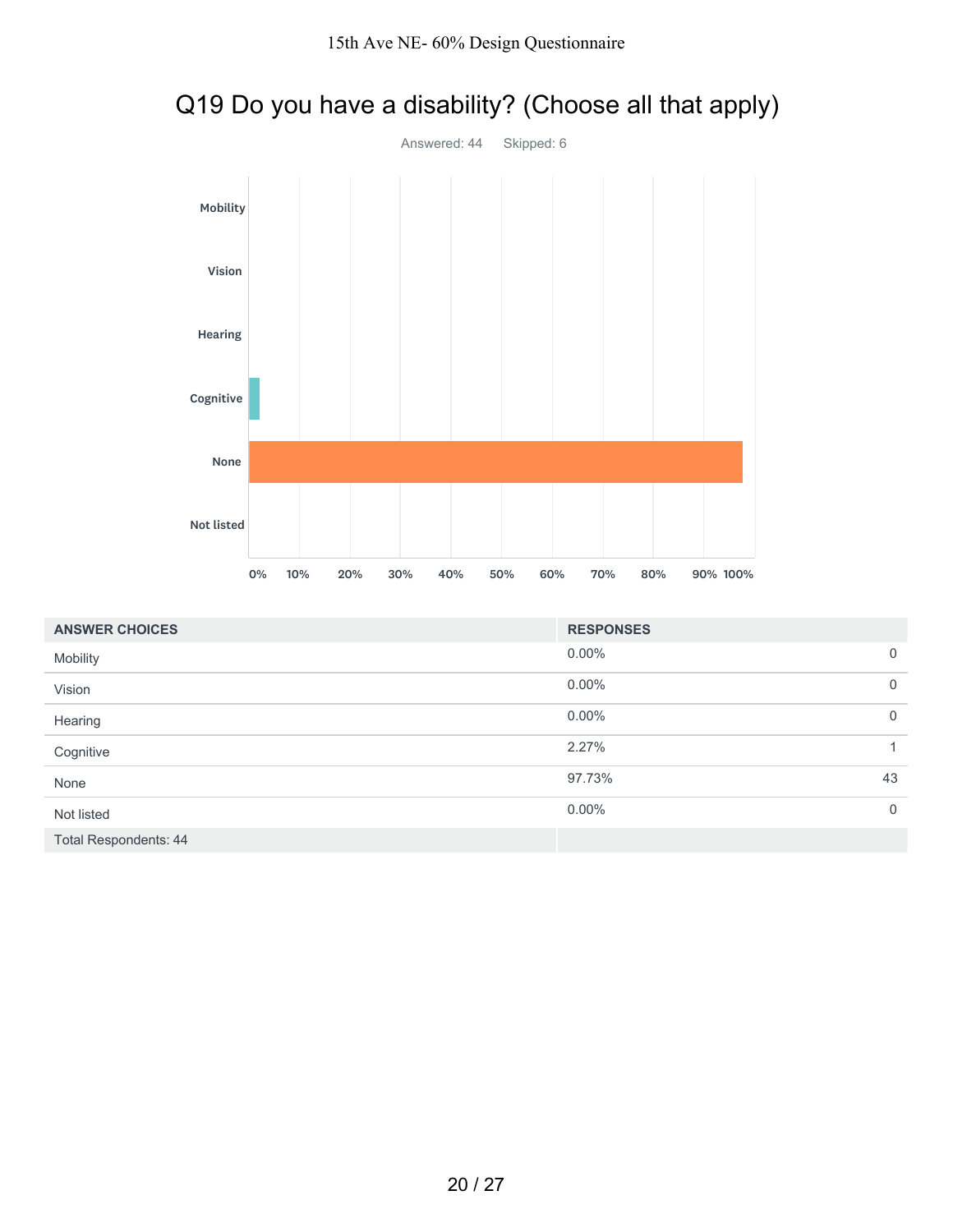## Q19 Do you have a disability? (Choose all that apply)

Answered: 44 Skipped: 6

| ANSWER CHOICES | RESPONSES | |
|---|---|---|
| Mobility | 0.00% | 0 |
| Vision | 0.00% | 0 |
| Hearing | 0.00% | 0 |
| Cognitive | 2.27% | 1 |
| None | 97.73% | 43 |
| Not listed | 0.00% | 0 |
| Total Respondents: 44 | | |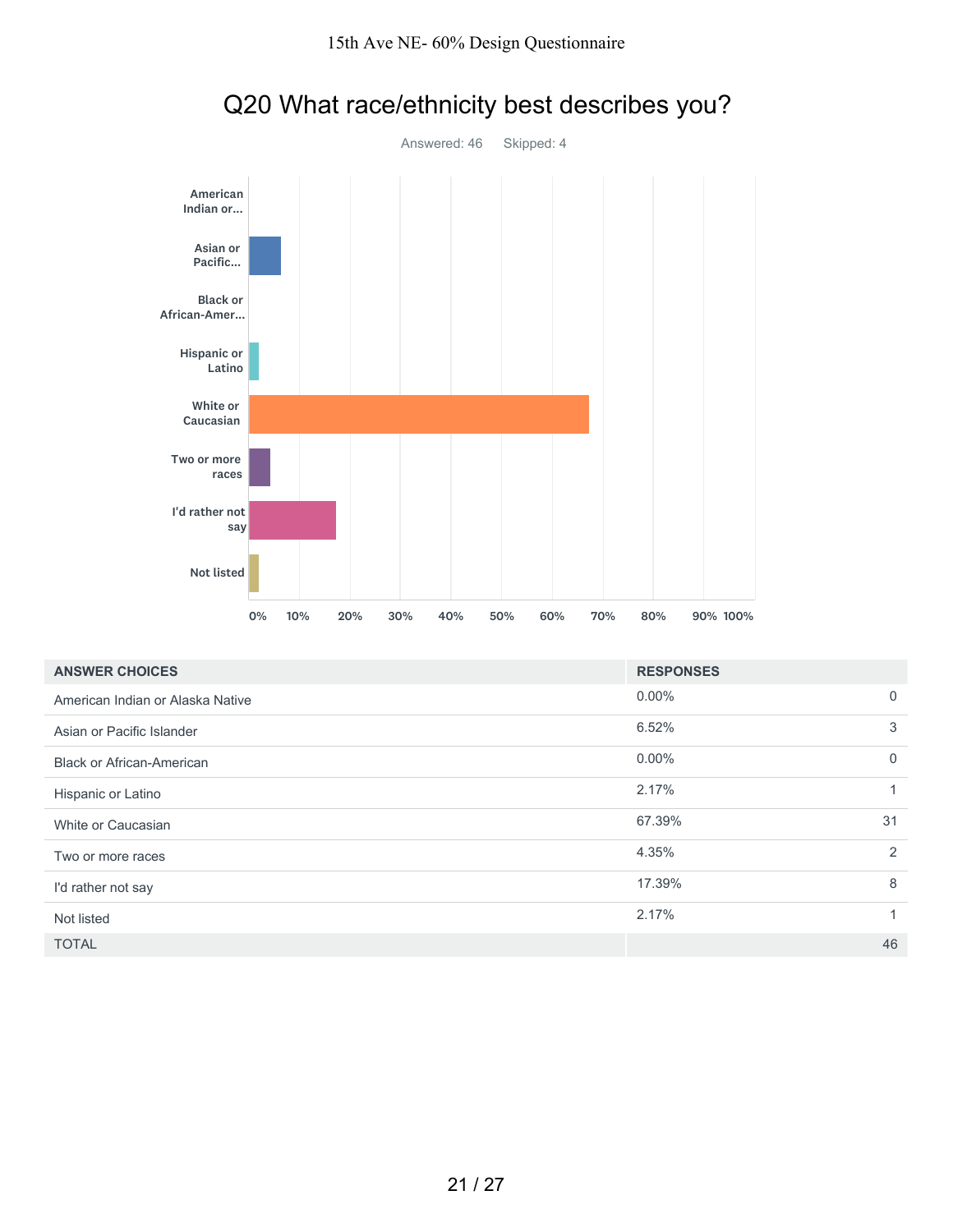## Q20 What race/ethnicity best describes you?

Answered: 46 Skipped: 4

| ANSWER CHOICES | RESPONSES | |
|---|---|---|
| American Indian or Alaska Native | 0.00% | 0 |
| Asian or Pacific Islander | 6.52% | 3 |
| Black or African-American | 0.00% | 0 |
| Hispanic or Latino | 2.17% | 1 |
| White or Caucasian | 67.39% | 31 |
| Two or more races | 4.35% | 2 |
| I'd rather not say | 17.39% | 8 |
| Not listed | 2.17% | 1 |
| TOTAL | | 46 |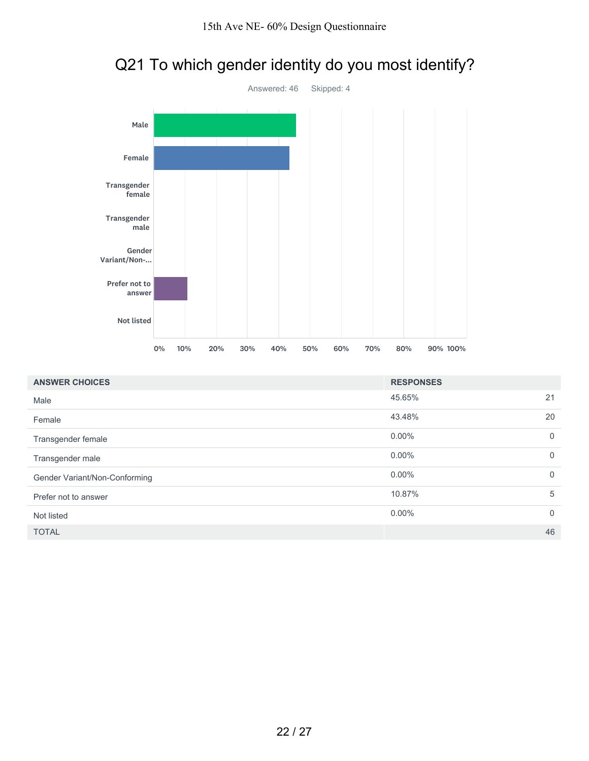# Q21 To which gender identity do you most identify?

Answered: 46    Skipped: 4

| ANSWER CHOICES | RESPONSES | |
|---|---|---|
| Male | 45.65% | 21 |
| Female | 43.48% | 20 |
| Transgender female | 0.00% | 0 |
| Transgender male | 0.00% | 0 |
| Gender Variant/Non-Conforming | 0.00% | 0 |
| Prefer not to answer | 10.87% | 5 |
| Not listed | 0.00% | 0 |
| TOTAL | | 46 |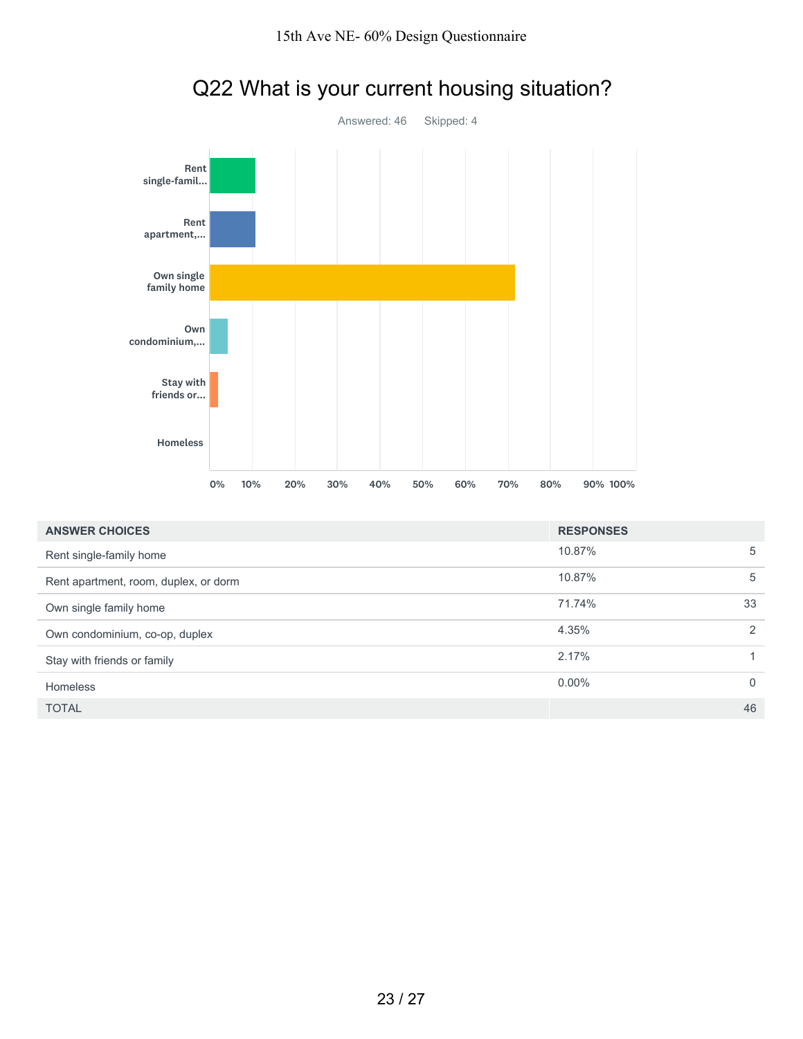## Q22 What is your current housing situation?

Answered: 46 Skipped: 4

| ANSWER CHOICES | RESPONSES | |
|---|---|---|
| Rent single-family home | 10.87% | 5 |
| Rent apartment, room, duplex, or dorm | 10.87% | 5 |
| Own single family home | 71.74% | 33 |
| Own condominium, co-op, duplex | 4.35% | 2 |
| Stay with friends or family | 2.17% | 1 |
| Homeless | 0.00% | 0 |
| TOTAL | | 46 |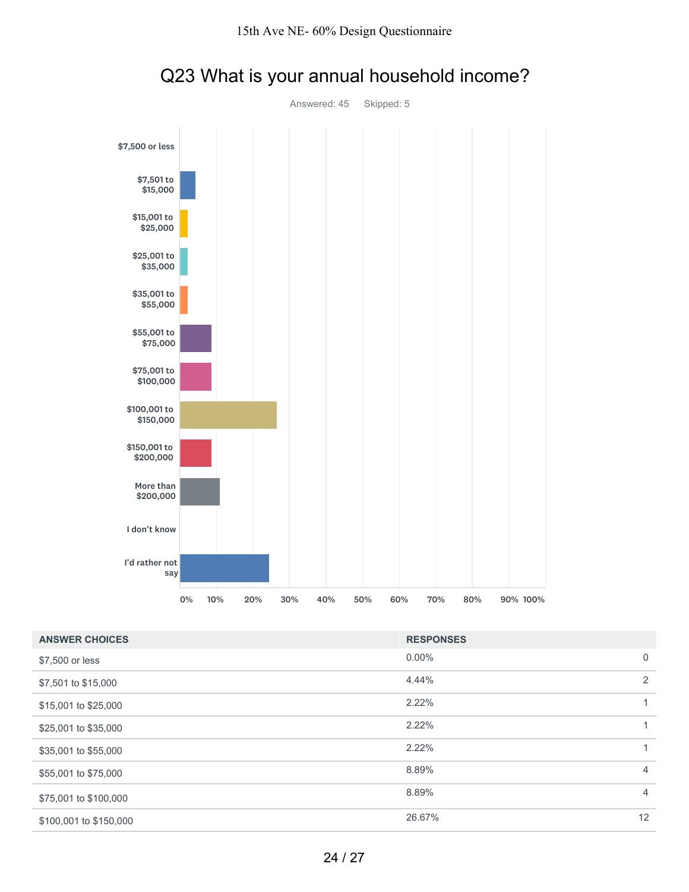# Q23 What is your annual household income?

Answered: 45    Skipped: 5

| ANSWER CHOICES | RESPONSES | |
|---|---|---|
| $7,500 or less | 0.00% | 0 |
| $7,501 to $15,000 | 4.44% | 2 |
| $15,001 to $25,000 | 2.22% | 1 |
| $25,001 to $35,000 | 2.22% | 1 |
| $35,001 to $55,000 | 2.22% | 1 |
| $55,001 to $75,000 | 8.89% | 4 |
| $75,001 to $100,000 | 8.89% | 4 |
| $100,001 to $150,000 | 26.67% | 12 |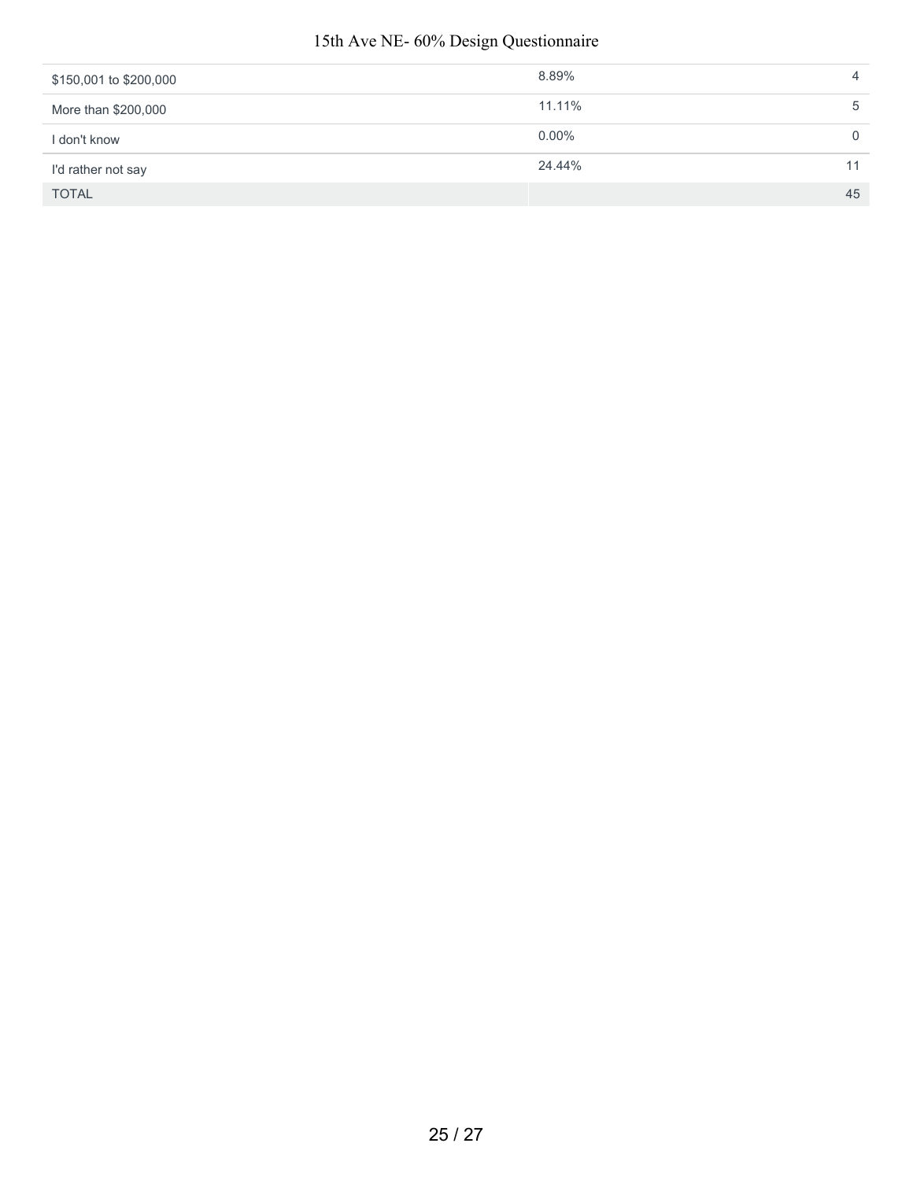| | | |
|---|---|---|
| $150,001 to $200,000 | 8.89% | 4 |
| More than $200,000 | 11.11% | 5 |
| I don't know | 0.00% | 0 |
| I'd rather not say | 24.44% | 11 |
| TOTAL | | 45 |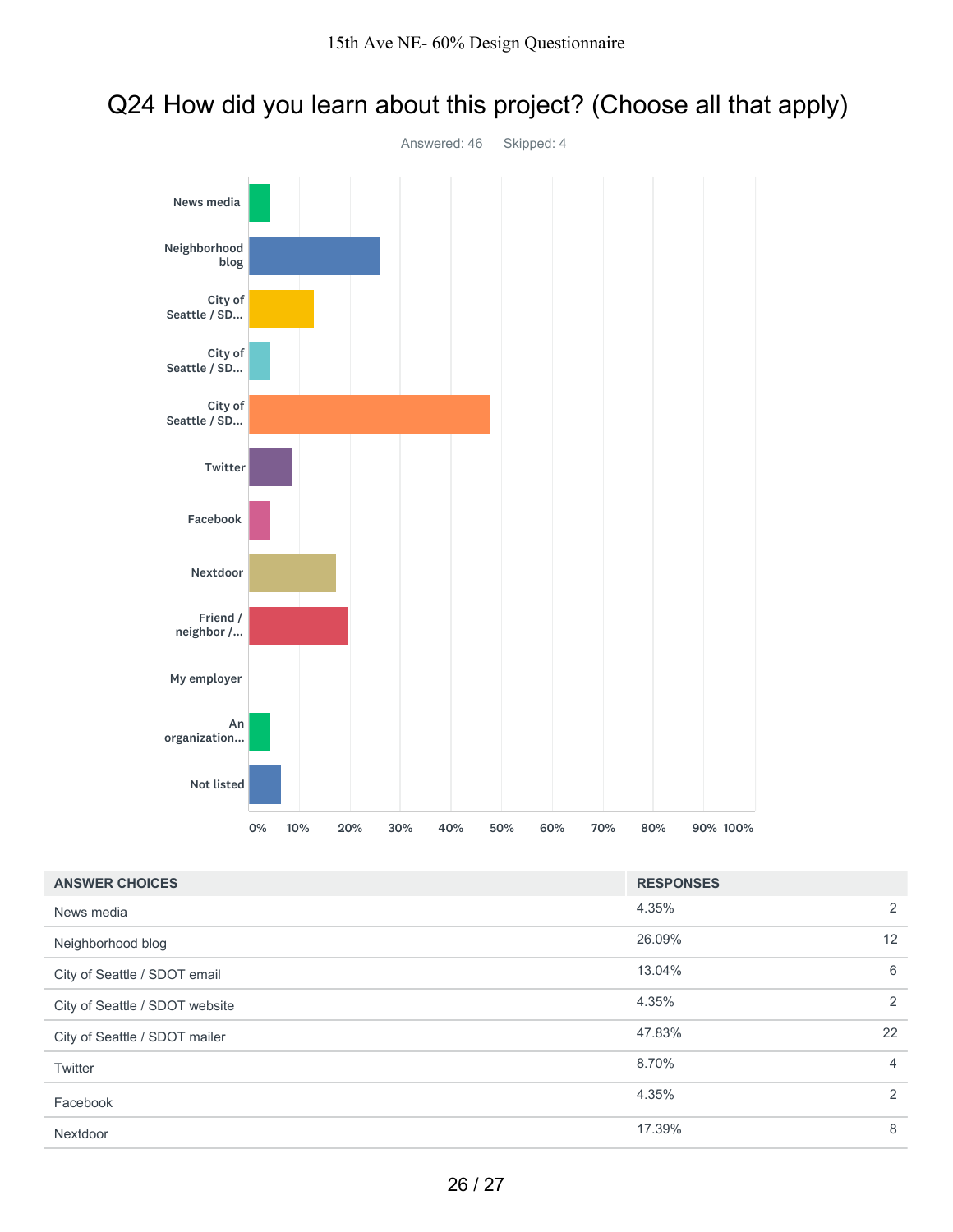# Q24 How did you learn about this project? (Choose all that apply)

Answered: 46 Skipped: 4

| ANSWER CHOICES | RESPONSES | |
|---|---|---|
| News media | 4.35% | 2 |
| Neighborhood blog | 26.09% | 12 |
| City of Seattle / SDOT email | 13.04% | 6 |
| City of Seattle / SDOT website | 4.35% | 2 |
| City of Seattle / SDOT mailer | 47.83% | 22 |
| Twitter | 8.70% | 4 |
| Facebook | 4.35% | 2 |
| Nextdoor | 17.39% | 8 |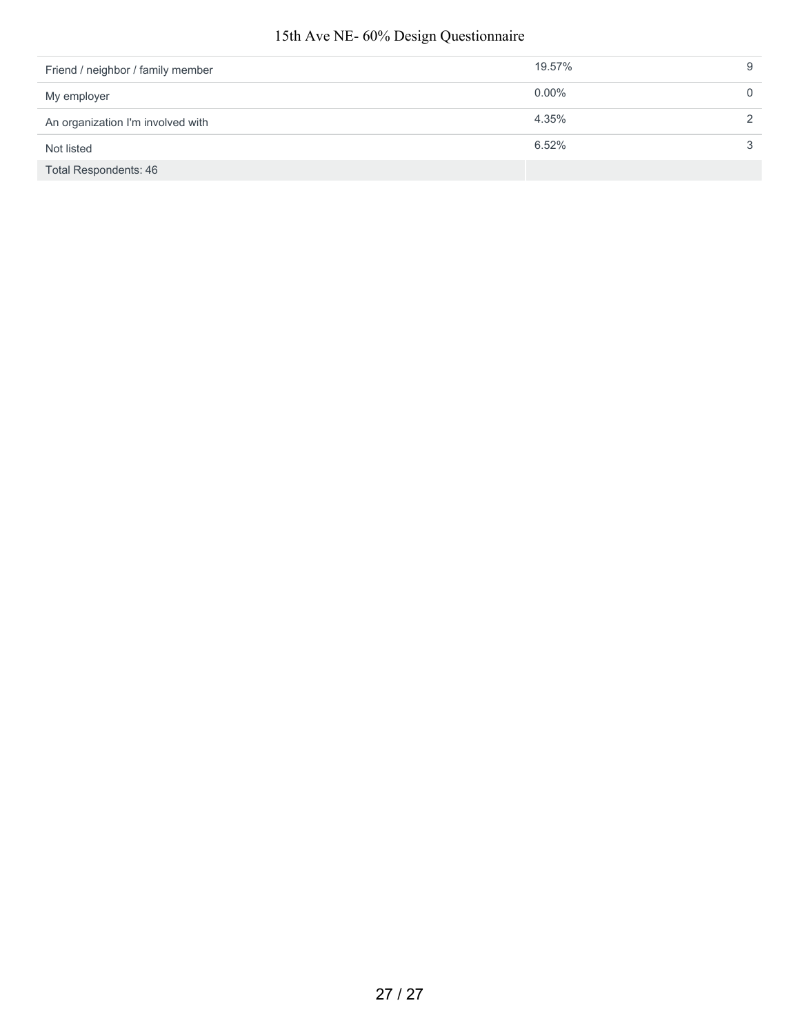| | | |
|---|---|---|
| Friend / neighbor / family member | 19.57% | 9 |
| My employer | 0.00% | 0 |
| An organization I'm involved with | 4.35% | 2 |
| Not listed | 6.52% | 3 |
| Total Respondents: 46 | | |